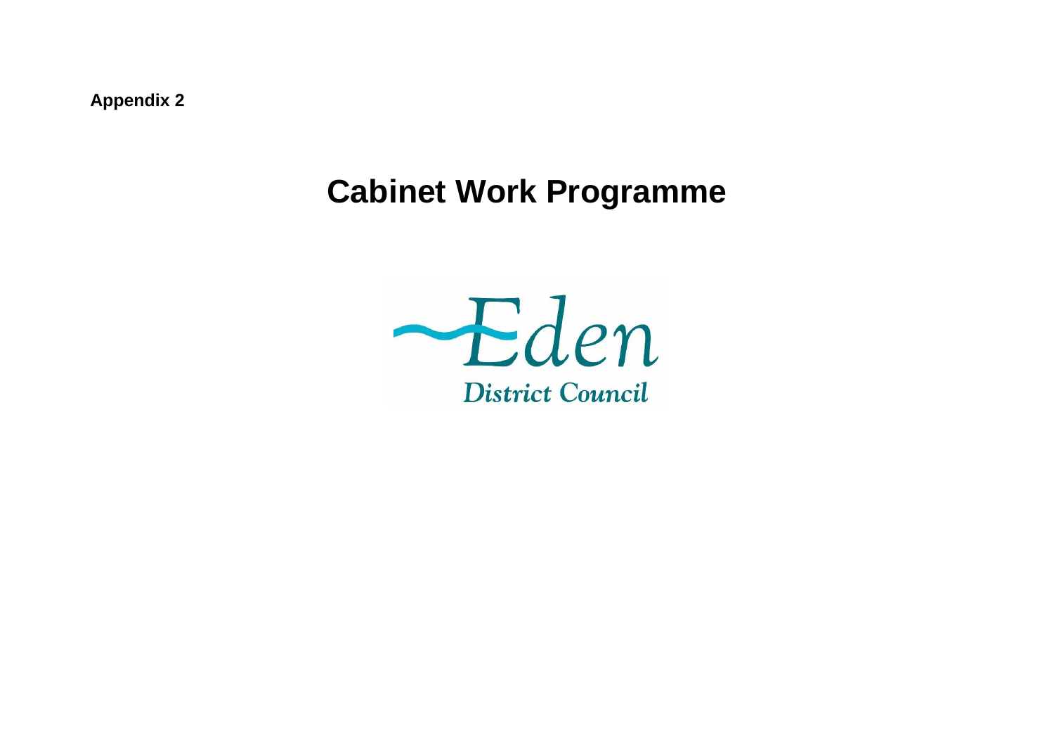**Appendix 2**

# Cabinet Work Programme

Eden

District Council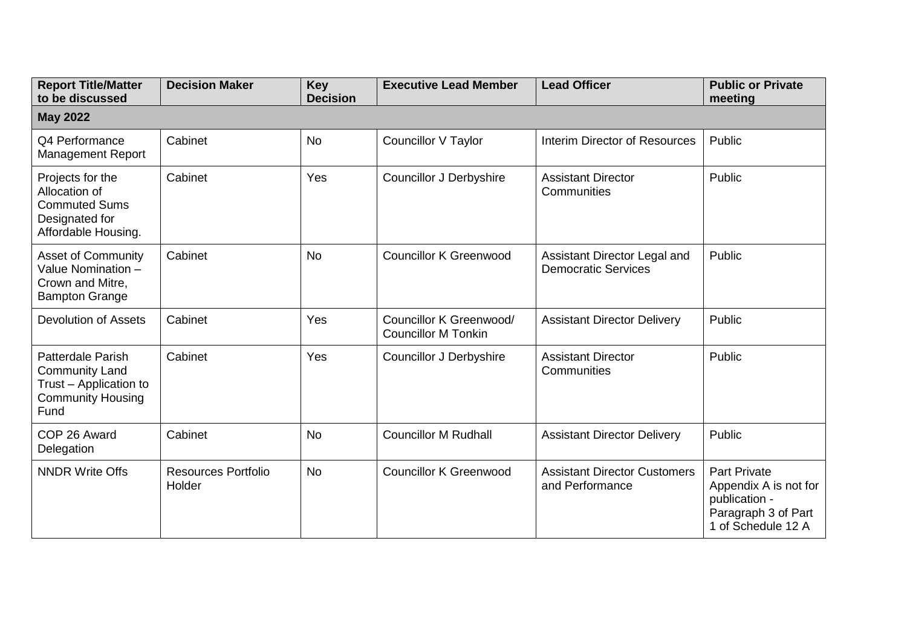| Report Title/Matter to be discussed | Decision Maker | Key Decision | Executive Lead Member | Lead Officer | Public or Private meeting |
|---|---|---|---|---|---|
| **May 2022** | | | | | |
| Q4 Performance Management Report | Cabinet | No | Councillor V Taylor | Interim Director of Resources | Public |
| Projects for the Allocation of Commuted Sums Designated for Affordable Housing. | Cabinet | Yes | Councillor J Derbyshire | Assistant Director Communities | Public |
| Asset of Community Value Nomination – Crown and Mitre, Bampton Grange | Cabinet | No | Councillor K Greenwood | Assistant Director Legal and Democratic Services | Public |
| Devolution of Assets | Cabinet | Yes | Councillor K Greenwood/ Councillor M Tonkin | Assistant Director Delivery | Public |
| Patterdale Parish Community Land Trust – Application to Community Housing Fund | Cabinet | Yes | Councillor J Derbyshire | Assistant Director Communities | Public |
| COP 26 Award Delegation | Cabinet | No | Councillor M Rudhall | Assistant Director Delivery | Public |
| NNDR Write Offs | Resources Portfolio Holder | No | Councillor K Greenwood | Assistant Director Customers and Performance | Part Private Appendix A is not for publication - Paragraph 3 of Part 1 of Schedule 12 A |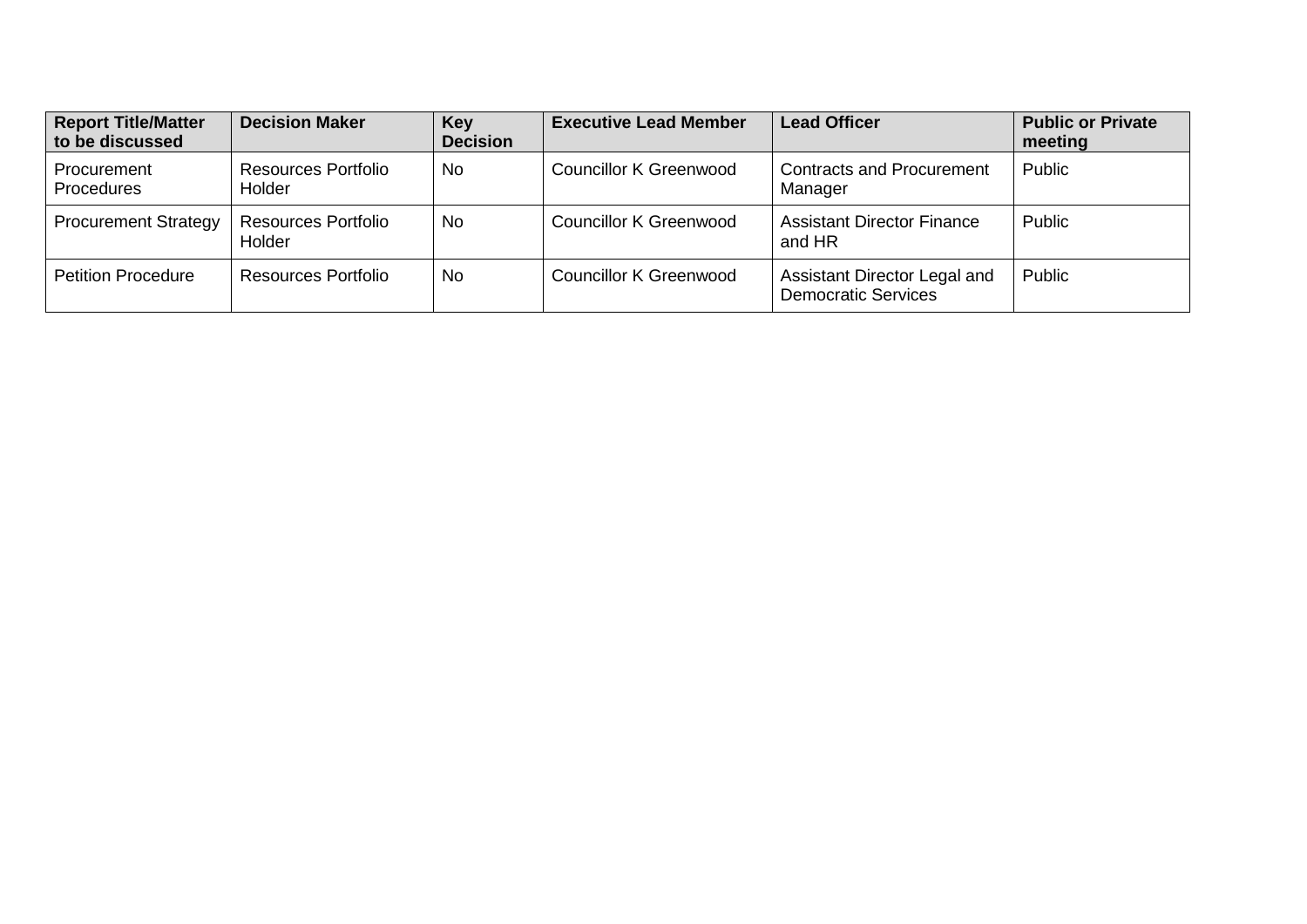| Report Title/Matter to be discussed | Decision Maker | Key Decision | Executive Lead Member | Lead Officer | Public or Private meeting |
|---|---|---|---|---|---|
| Procurement Procedures | Resources Portfolio Holder | No | Councillor K Greenwood | Contracts and Procurement Manager | Public |
| Procurement Strategy | Resources Portfolio Holder | No | Councillor K Greenwood | Assistant Director Finance and HR | Public |
| Petition Procedure | Resources Portfolio | No | Councillor K Greenwood | Assistant Director Legal and Democratic Services | Public |